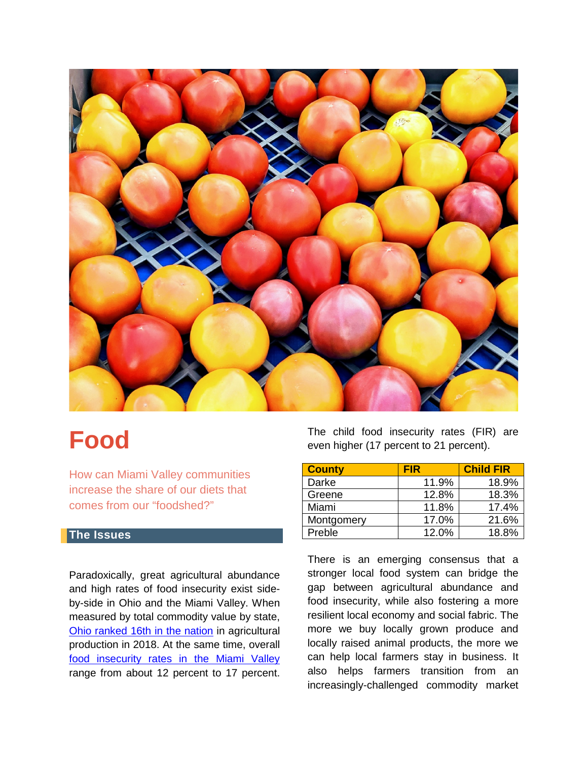# Food

How can Miami Valley communities increase the share of our diets that comes from our "foodshed?"

## The Issues

Paradoxically, great agricultural abundance and high rates of food insecurity exist side-by-side in Ohio and the Miami Valley. When measured by total commodity value by state, [Ohio ranked 16th in the nation] in agricultural production in 2018. At the same time, overall [food insecurity rates in the Miami Valley] range from about 12 percent to 17 percent. The child food insecurity rates (FIR) are even higher (17 percent to 21 percent).

| County | FIR | Child FIR |
|---|---|---|
| Darke | 11.9% | 18.9% |
| Greene | 12.8% | 18.3% |
| Miami | 11.8% | 17.4% |
| Montgomery | 17.0% | 21.6% |
| Preble | 12.0% | 18.8% |

There is an emerging consensus that a stronger local food system can bridge the gap between agricultural abundance and food insecurity, while also fostering a more resilient local economy and social fabric. The more we buy locally grown produce and locally raised animal products, the more we can help local farmers stay in business. It also helps farmers transition from an increasingly-challenged commodity market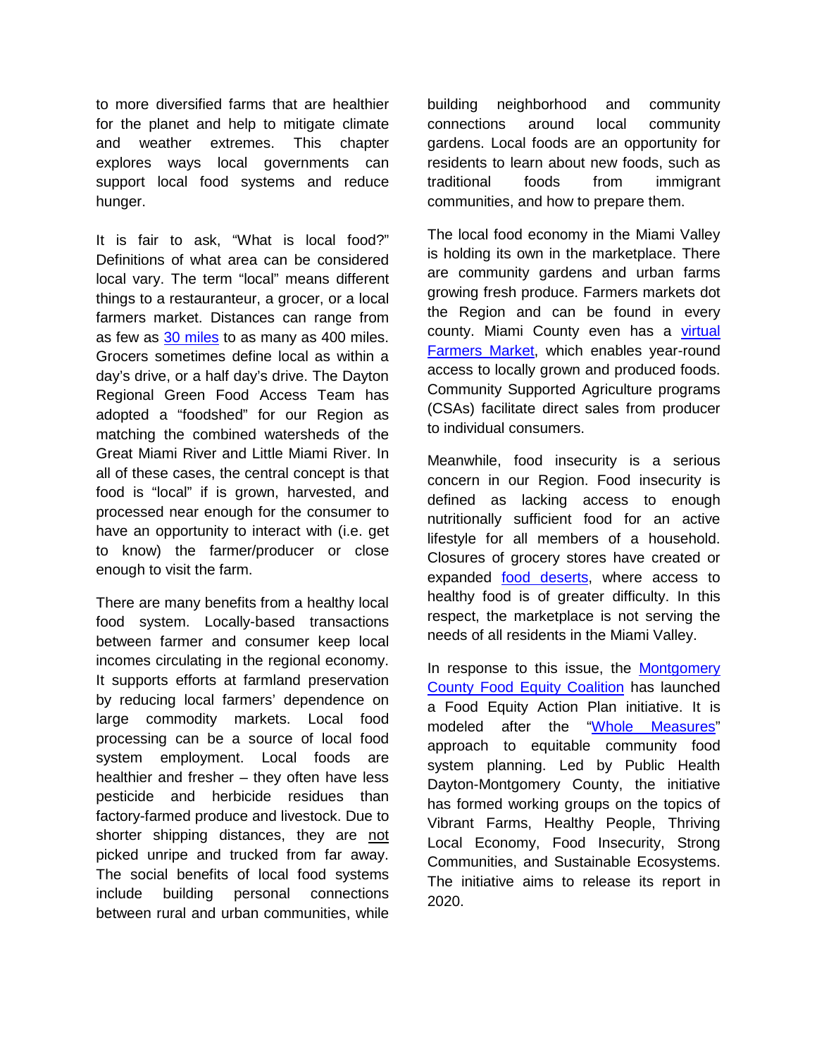to more diversified farms that are healthier for the planet and help to mitigate climate and weather extremes. This chapter explores ways local governments can support local food systems and reduce hunger.

It is fair to ask, "What is local food?" Definitions of what area can be considered local vary. The term "local" means different things to a restauranteur, a grocer, or a local farmers market. Distances can range from as few as 30 miles to as many as 400 miles. Grocers sometimes define local as within a day's drive, or a half day's drive. The Dayton Regional Green Food Access Team has adopted a "foodshed" for our Region as matching the combined watersheds of the Great Miami River and Little Miami River. In all of these cases, the central concept is that food is "local" if is grown, harvested, and processed near enough for the consumer to have an opportunity to interact with (i.e. get to know) the farmer/producer or close enough to visit the farm.

There are many benefits from a healthy local food system. Locally-based transactions between farmer and consumer keep local incomes circulating in the regional economy. It supports efforts at farmland preservation by reducing local farmers' dependence on large commodity markets. Local food processing can be a source of local food system employment. Local foods are healthier and fresher – they often have less pesticide and herbicide residues than factory-farmed produce and livestock. Due to shorter shipping distances, they are not picked unripe and trucked from far away. The social benefits of local food systems include building personal connections between rural and urban communities, while building neighborhood and community connections around local community gardens. Local foods are an opportunity for residents to learn about new foods, such as traditional foods from immigrant communities, and how to prepare them.

The local food economy in the Miami Valley is holding its own in the marketplace. There are community gardens and urban farms growing fresh produce. Farmers markets dot the Region and can be found in every county. Miami County even has a virtual Farmers Market, which enables year-round access to locally grown and produced foods. Community Supported Agriculture programs (CSAs) facilitate direct sales from producer to individual consumers.

Meanwhile, food insecurity is a serious concern in our Region. Food insecurity is defined as lacking access to enough nutritionally sufficient food for an active lifestyle for all members of a household. Closures of grocery stores have created or expanded food deserts, where access to healthy food is of greater difficulty. In this respect, the marketplace is not serving the needs of all residents in the Miami Valley.

In response to this issue, the Montgomery County Food Equity Coalition has launched a Food Equity Action Plan initiative. It is modeled after the "Whole Measures" approach to equitable community food system planning. Led by Public Health Dayton-Montgomery County, the initiative has formed working groups on the topics of Vibrant Farms, Healthy People, Thriving Local Economy, Food Insecurity, Strong Communities, and Sustainable Ecosystems. The initiative aims to release its report in 2020.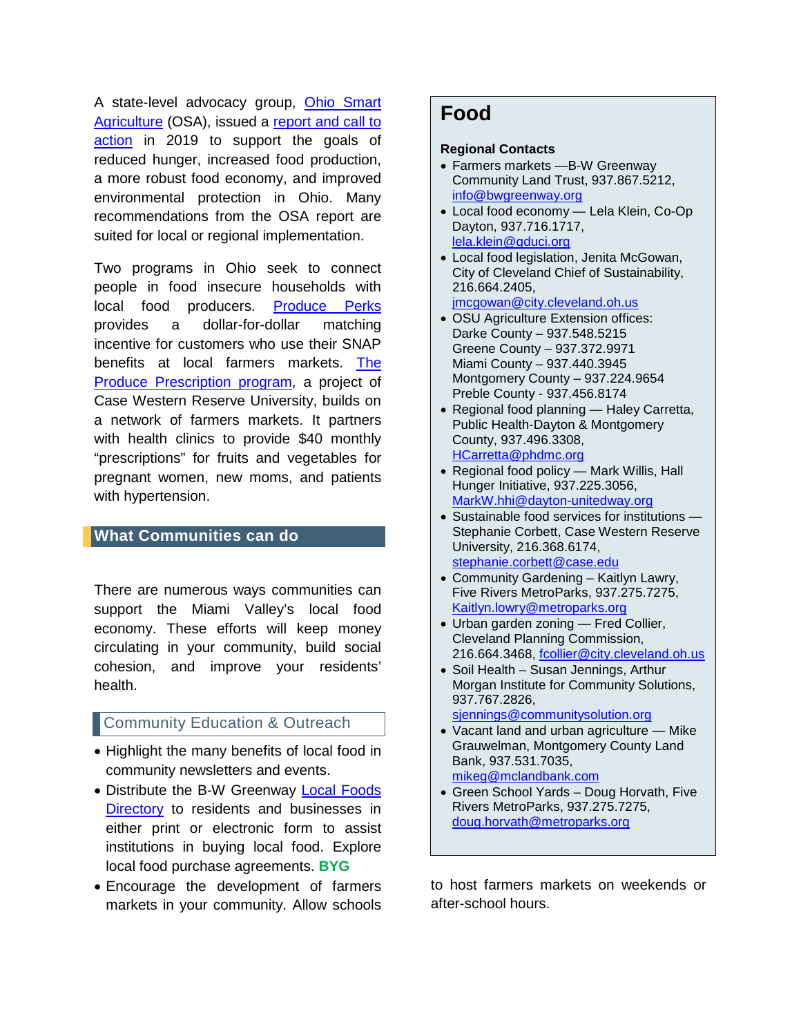A state-level advocacy group, Ohio Smart Agriculture (OSA), issued a report and call to action in 2019 to support the goals of reduced hunger, increased food production, a more robust food economy, and improved environmental protection in Ohio. Many recommendations from the OSA report are suited for local or regional implementation.

Two programs in Ohio seek to connect people in food insecure households with local food producers. Produce Perks provides a dollar-for-dollar matching incentive for customers who use their SNAP benefits at local farmers markets. The Produce Prescription program, a project of Case Western Reserve University, builds on a network of farmers markets. It partners with health clinics to provide $40 monthly "prescriptions" for fruits and vegetables for pregnant women, new moms, and patients with hypertension.

## What Communities can do

There are numerous ways communities can support the Miami Valley's local food economy. These efforts will keep money circulating in your community, build social cohesion, and improve your residents' health.

### Community Education & Outreach

- Highlight the many benefits of local food in community newsletters and events.
- Distribute the B-W Greenway Local Foods Directory to residents and businesses in either print or electronic form to assist institutions in buying local food. Explore local food purchase agreements. **BYG**
- Encourage the development of farmers markets in your community. Allow schools to host farmers markets on weekends or after-school hours.

## Food

**Regional Contacts**

- Farmers markets —B-W Greenway Community Land Trust, 937.867.5212, info@bwgreenway.org
- Local food economy — Lela Klein, Co-Op Dayton, 937.716.1717, lela.klein@gduci.org
- Local food legislation, Jenita McGowan, City of Cleveland Chief of Sustainability, 216.664.2405, jmcgowan@city.cleveland.oh.us
- OSU Agriculture Extension offices:
  Darke County – 937.548.5215
  Greene County – 937.372.9971
  Miami County – 937.440.3945
  Montgomery County – 937.224.9654
  Preble County - 937.456.8174
- Regional food planning — Haley Carretta, Public Health-Dayton & Montgomery County, 937.496.3308, HCarretta@phdmc.org
- Regional food policy — Mark Willis, Hall Hunger Initiative, 937.225.3056, MarkW.hhi@dayton-unitedway.org
- Sustainable food services for institutions — Stephanie Corbett, Case Western Reserve University, 216.368.6174, stephanie.corbett@case.edu
- Community Gardening – Kaitlyn Lawry, Five Rivers MetroParks, 937.275.7275, Kaitlyn.lowry@metroparks.org
- Urban garden zoning — Fred Collier, Cleveland Planning Commission, 216.664.3468, fcollier@city.cleveland.oh.us
- Soil Health – Susan Jennings, Arthur Morgan Institute for Community Solutions, 937.767.2826, sjennings@communitysolution.org
- Vacant land and urban agriculture — Mike Grauwelman, Montgomery County Land Bank, 937.531.7035, mikeg@mclandbank.com
- Green School Yards – Doug Horvath, Five Rivers MetroParks, 937.275.7275, doug.horvath@metroparks.org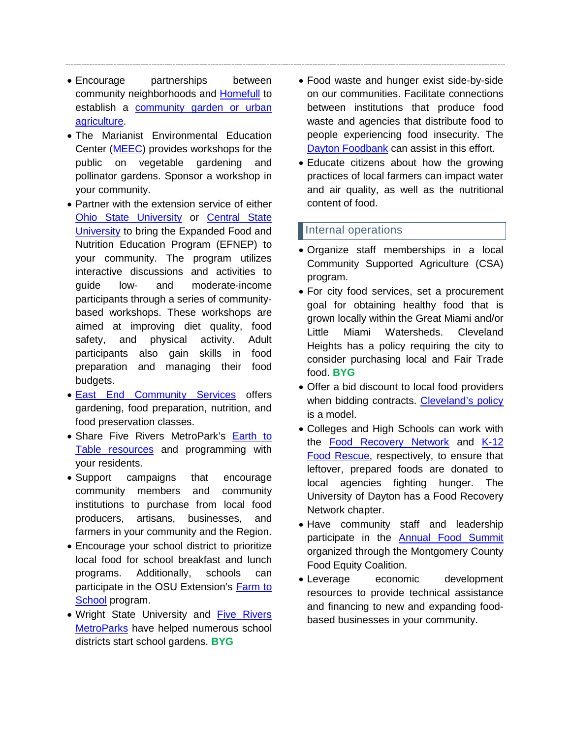- Encourage partnerships between community neighborhoods and Homefull to establish a community garden or urban agriculture.
- The Marianist Environmental Education Center (MEEC) provides workshops for the public on vegetable gardening and pollinator gardens. Sponsor a workshop in your community.
- Partner with the extension service of either Ohio State University or Central State University to bring the Expanded Food and Nutrition Education Program (EFNEP) to your community. The program utilizes interactive discussions and activities to guide low- and moderate-income participants through a series of community-based workshops. These workshops are aimed at improving diet quality, food safety, and physical activity. Adult participants also gain skills in food preparation and managing their food budgets.
- East End Community Services offers gardening, food preparation, nutrition, and food preservation classes.
- Share Five Rivers MetroPark's Earth to Table resources and programming with your residents.
- Support campaigns that encourage community members and community institutions to purchase from local food producers, artisans, businesses, and farmers in your community and the Region.
- Encourage your school district to prioritize local food for school breakfast and lunch programs. Additionally, schools can participate in the OSU Extension's Farm to School program.
- Wright State University and Five Rivers MetroParks have helped numerous school districts start school gardens. **BYG**
- Food waste and hunger exist side-by-side on our communities. Facilitate connections between institutions that produce food waste and agencies that distribute food to people experiencing food insecurity. The Dayton Foodbank can assist in this effort.
- Educate citizens about how the growing practices of local farmers can impact water and air quality, as well as the nutritional content of food.

## Internal operations

- Organize staff memberships in a local Community Supported Agriculture (CSA) program.
- For city food services, set a procurement goal for obtaining healthy food that is grown locally within the Great Miami and/or Little Miami Watersheds. Cleveland Heights has a policy requiring the city to consider purchasing local and Fair Trade food. **BYG**
- Offer a bid discount to local food providers when bidding contracts. Cleveland's policy is a model.
- Colleges and High Schools can work with the Food Recovery Network and K-12 Food Rescue, respectively, to ensure that leftover, prepared foods are donated to local agencies fighting hunger. The University of Dayton has a Food Recovery Network chapter.
- Have community staff and leadership participate in the Annual Food Summit organized through the Montgomery County Food Equity Coalition.
- Leverage economic development resources to provide technical assistance and financing to new and expanding food-based businesses in your community.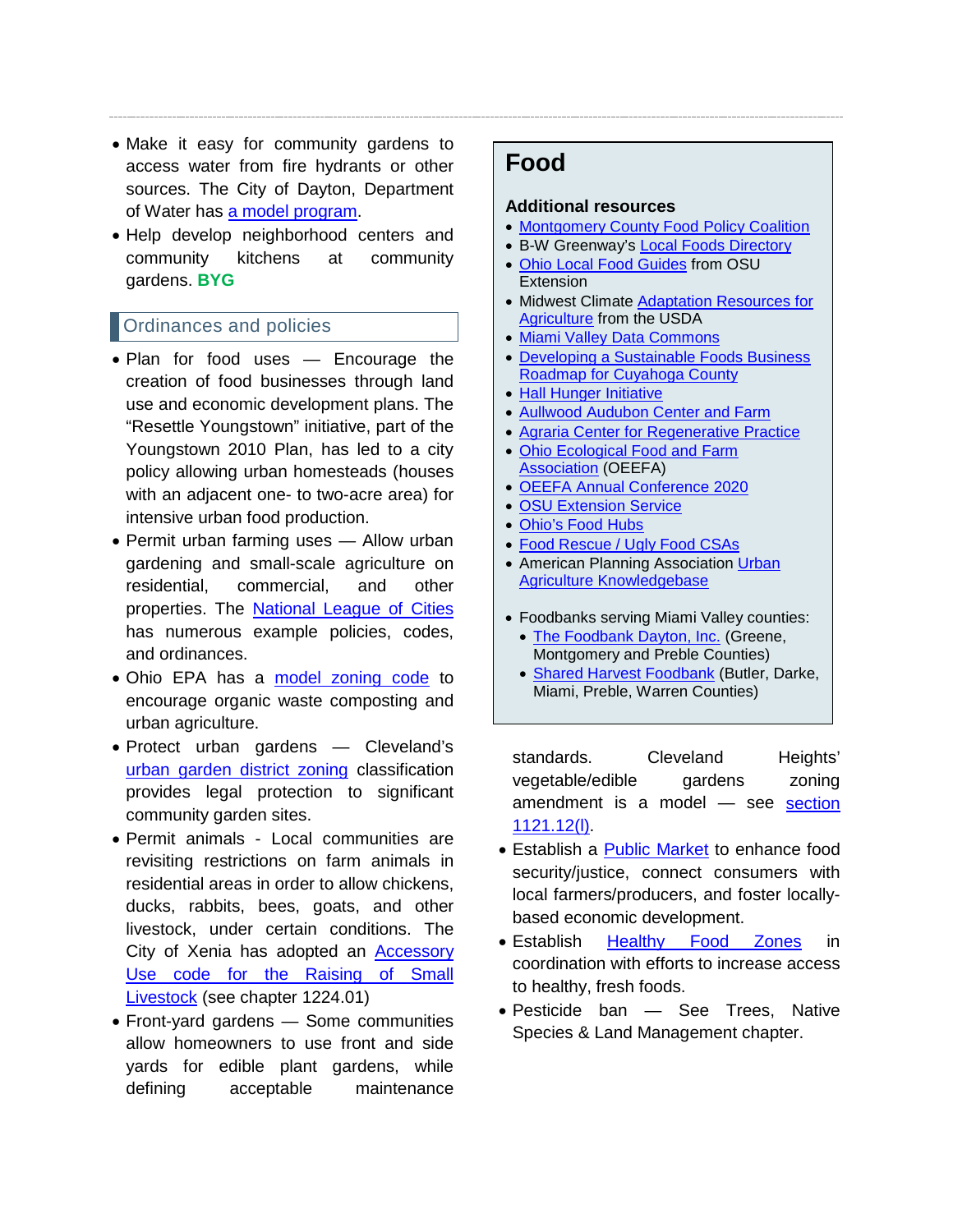- Make it easy for community gardens to access water from fire hydrants or other sources. The City of Dayton, Department of Water has a model program.
- Help develop neighborhood centers and community kitchens at community gardens. **BYG**

## Ordinances and policies

- Plan for food uses — Encourage the creation of food businesses through land use and economic development plans. The "Resettle Youngstown" initiative, part of the Youngstown 2010 Plan, has led to a city policy allowing urban homesteads (houses with an adjacent one- to two-acre area) for intensive urban food production.
- Permit urban farming uses — Allow urban gardening and small-scale agriculture on residential, commercial, and other properties. The National League of Cities has numerous example policies, codes, and ordinances.
- Ohio EPA has a model zoning code to encourage organic waste composting and urban agriculture.
- Protect urban gardens — Cleveland's urban garden district zoning classification provides legal protection to significant community garden sites.
- Permit animals - Local communities are revisiting restrictions on farm animals in residential areas in order to allow chickens, ducks, rabbits, bees, goats, and other livestock, under certain conditions. The City of Xenia has adopted an Accessory Use code for the Raising of Small Livestock (see chapter 1224.01)
- Front-yard gardens — Some communities allow homeowners to use front and side yards for edible plant gardens, while defining acceptable maintenance standards. Cleveland Heights' vegetable/edible gardens zoning amendment is a model — see section 1121.12(l).
- Establish a Public Market to enhance food security/justice, connect consumers with local farmers/producers, and foster locally-based economic development.
- Establish Healthy Food Zones in coordination with efforts to increase access to healthy, fresh foods.
- Pesticide ban — See Trees, Native Species & Land Management chapter.

## Food

### Additional resources

- Montgomery County Food Policy Coalition
- B-W Greenway's Local Foods Directory
- Ohio Local Food Guides from OSU Extension
- Midwest Climate Adaptation Resources for Agriculture from the USDA
- Miami Valley Data Commons
- Developing a Sustainable Foods Business Roadmap for Cuyahoga County
- Hall Hunger Initiative
- Aullwood Audubon Center and Farm
- Agraria Center for Regenerative Practice
- Ohio Ecological Food and Farm Association (OEEFA)
- OEEFA Annual Conference 2020
- OSU Extension Service
- Ohio's Food Hubs
- Food Rescue / Ugly Food CSAs
- American Planning Association Urban Agriculture Knowledgebase

- Foodbanks serving Miami Valley counties:
  - The Foodbank Dayton, Inc. (Greene, Montgomery and Preble Counties)
  - Shared Harvest Foodbank (Butler, Darke, Miami, Preble, Warren Counties)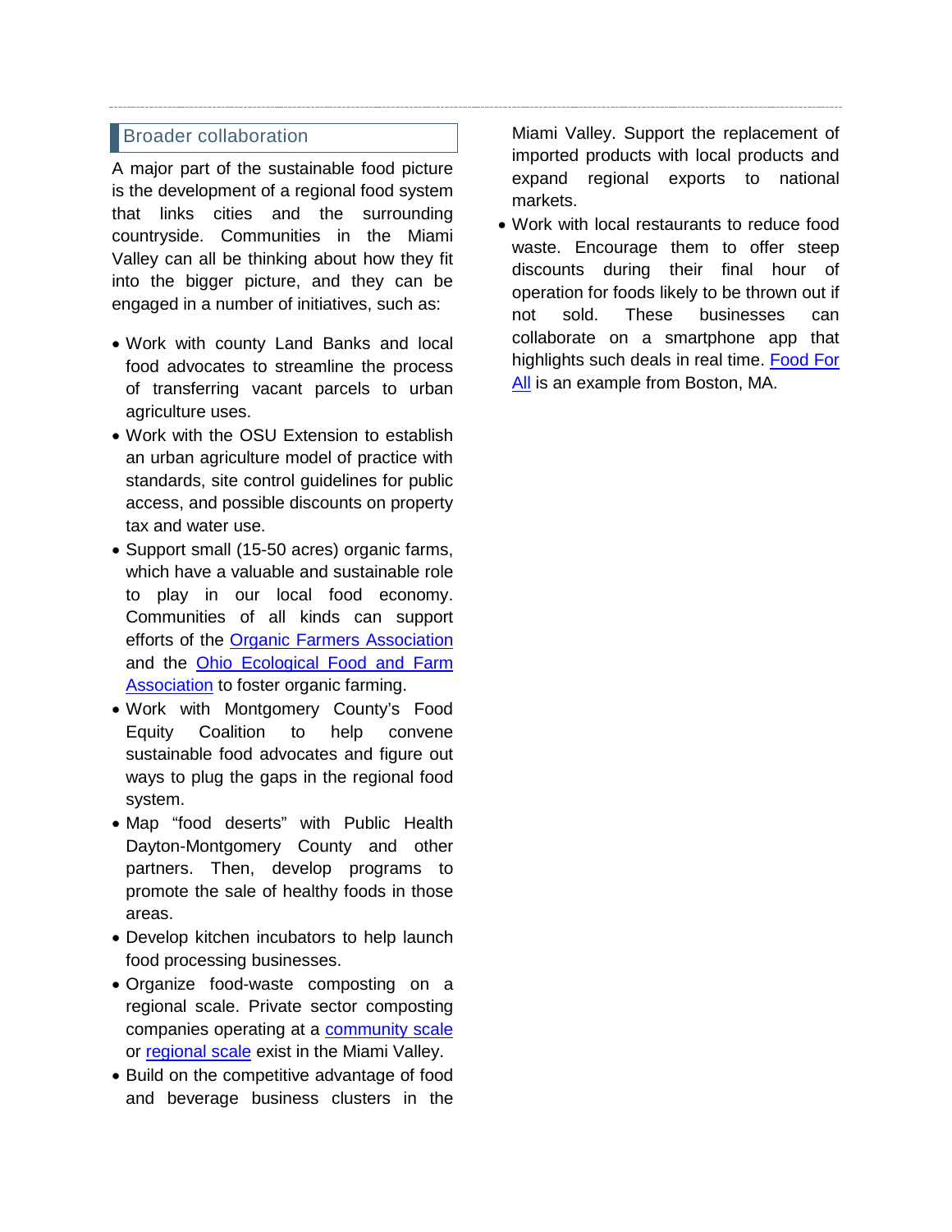## Broader collaboration

A major part of the sustainable food picture is the development of a regional food system that links cities and the surrounding countryside. Communities in the Miami Valley can all be thinking about how they fit into the bigger picture, and they can be engaged in a number of initiatives, such as:

- Work with county Land Banks and local food advocates to streamline the process of transferring vacant parcels to urban agriculture uses.
- Work with the OSU Extension to establish an urban agriculture model of practice with standards, site control guidelines for public access, and possible discounts on property tax and water use.
- Support small (15-50 acres) organic farms, which have a valuable and sustainable role to play in our local food economy. Communities of all kinds can support efforts of the Organic Farmers Association and the Ohio Ecological Food and Farm Association to foster organic farming.
- Work with Montgomery County's Food Equity Coalition to help convene sustainable food advocates and figure out ways to plug the gaps in the regional food system.
- Map "food deserts" with Public Health Dayton-Montgomery County and other partners. Then, develop programs to promote the sale of healthy foods in those areas.
- Develop kitchen incubators to help launch food processing businesses.
- Organize food-waste composting on a regional scale. Private sector composting companies operating at a community scale or regional scale exist in the Miami Valley.
- Build on the competitive advantage of food and beverage business clusters in the Miami Valley. Support the replacement of imported products with local products and expand regional exports to national markets.
- Work with local restaurants to reduce food waste. Encourage them to offer steep discounts during their final hour of operation for foods likely to be thrown out if not sold. These businesses can collaborate on a smartphone app that highlights such deals in real time. Food For All is an example from Boston, MA.